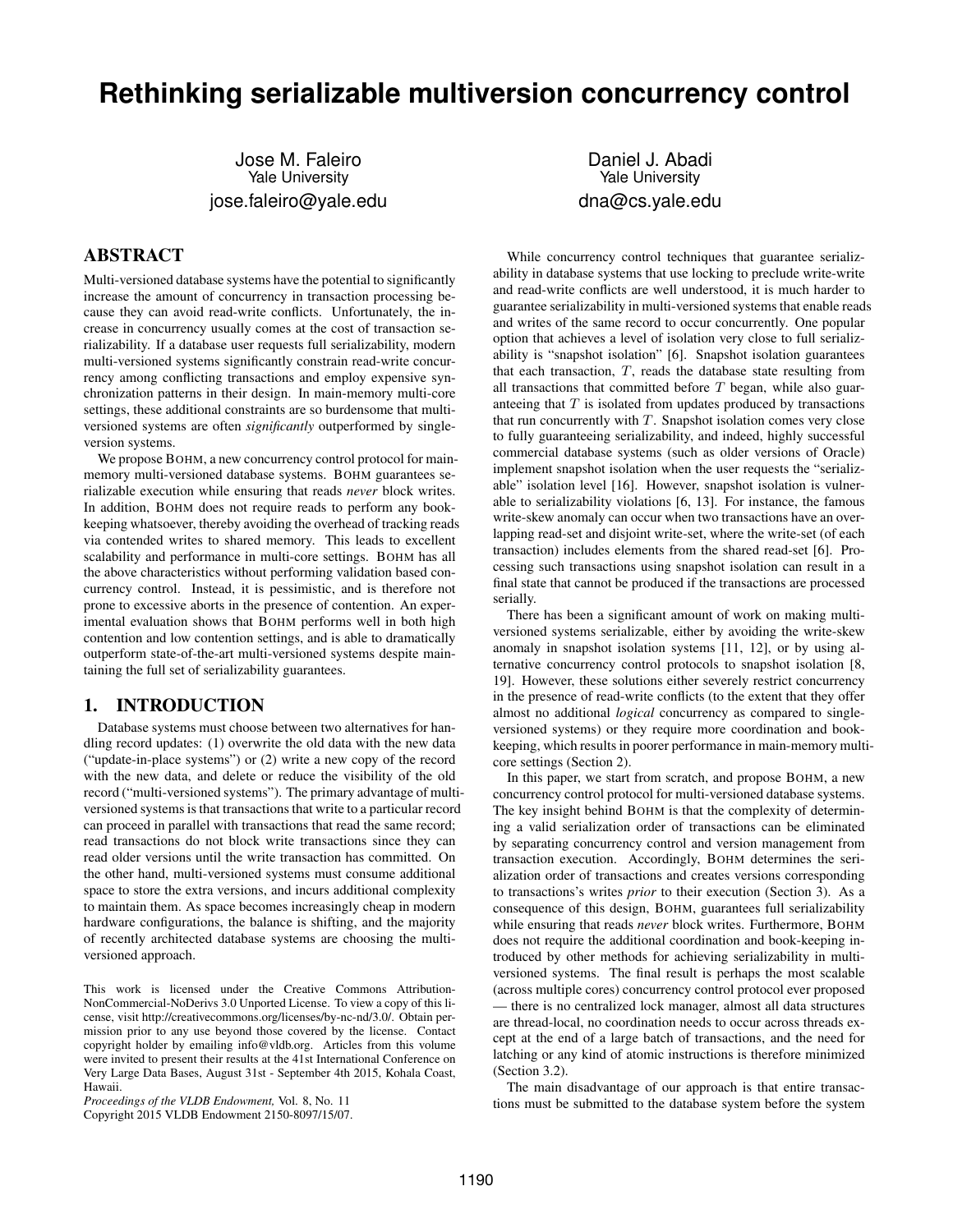# Rethinking serializable multiversion concurrency control

Jose M. Faleiro
Yale University
jose.faleiro@yale.edu

Daniel J. Abadi
Yale University
dna@cs.yale.edu

## ABSTRACT

Multi-versioned database systems have the potential to significantly increase the amount of concurrency in transaction processing because they can avoid read-write conflicts. Unfortunately, the increase in concurrency usually comes at the cost of transaction serializability. If a database user requests full serializability, modern multi-versioned systems significantly constrain read-write concurrency among conflicting transactions and employ expensive synchronization patterns in their design. In main-memory multi-core settings, these additional constraints are so burdensome that multi-versioned systems are often *significantly* outperformed by single-version systems.

We propose BOHM, a new concurrency control protocol for main-memory multi-versioned database systems. BOHM guarantees serializable execution while ensuring that reads *never* block writes. In addition, BOHM does not require reads to perform any book-keeping whatsoever, thereby avoiding the overhead of tracking reads via contended writes to shared memory. This leads to excellent scalability and performance in multi-core settings. BOHM has all the above characteristics without performing validation based concurrency control. Instead, it is pessimistic, and is therefore not prone to excessive aborts in the presence of contention. An experimental evaluation shows that BOHM performs well in both high contention and low contention settings, and is able to dramatically outperform state-of-the-art multi-versioned systems despite maintaining the full set of serializability guarantees.

## 1. INTRODUCTION

Database systems must choose between two alternatives for handling record updates: (1) overwrite the old data with the new data ("update-in-place systems") or (2) write a new copy of the record with the new data, and delete or reduce the visibility of the old record ("multi-versioned systems"). The primary advantage of multi-versioned systems is that transactions that write to a particular record can proceed in parallel with transactions that read the same record; read transactions do not block write transactions since they can read older versions until the write transaction has committed. On the other hand, multi-versioned systems must consume additional space to store the extra versions, and incurs additional complexity to maintain them. As space becomes increasingly cheap in modern hardware configurations, the balance is shifting, and the majority of recently architected database systems are choosing the multi-versioned approach.

This work is licensed under the Creative Commons Attribution-NonCommercial-NoDerivs 3.0 Unported License. To view a copy of this license, visit http://creativecommons.org/licenses/by-nc-nd/3.0/. Obtain permission prior to any use beyond those covered by the license. Contact copyright holder by emailing info@vldb.org. Articles from this volume were invited to present their results at the 41st International Conference on Very Large Data Bases, August 31st - September 4th 2015, Kohala Coast, Hawaii.
*Proceedings of the VLDB Endowment,* Vol. 8, No. 11
Copyright 2015 VLDB Endowment 2150-8097/15/07.

While concurrency control techniques that guarantee serializability in database systems that use locking to preclude write-write and read-write conflicts are well understood, it is much harder to guarantee serializability in multi-versioned systems that enable reads and writes of the same record to occur concurrently. One popular option that achieves a level of isolation very close to full serializability is "snapshot isolation" [6]. Snapshot isolation guarantees that each transaction, $T$, reads the database state resulting from all transactions that committed before $T$ began, while also guaranteeing that $T$ is isolated from updates produced by transactions that run concurrently with $T$. Snapshot isolation comes very close to fully guaranteeing serializability, and indeed, highly successful commercial database systems (such as older versions of Oracle) implement snapshot isolation when the user requests the "serializable" isolation level [16]. However, snapshot isolation is vulnerable to serializability violations [6, 13]. For instance, the famous write-skew anomaly can occur when two transactions have an overlapping read-set and disjoint write-set, where the write-set (of each transaction) includes elements from the shared read-set [6]. Processing such transactions using snapshot isolation can result in a final state that cannot be produced if the transactions are processed serially.

There has been a significant amount of work on making multi-versioned systems serializable, either by avoiding the write-skew anomaly in snapshot isolation systems [11, 12], or by using alternative concurrency control protocols to snapshot isolation [8, 19]. However, these solutions either severely restrict concurrency in the presence of read-write conflicts (to the extent that they offer almost no additional *logical* concurrency as compared to single-versioned systems) or they require more coordination and book-keeping, which results in poorer performance in main-memory multi-core settings (Section 2).

In this paper, we start from scratch, and propose BOHM, a new concurrency control protocol for multi-versioned database systems. The key insight behind BOHM is that the complexity of determining a valid serialization order of transactions can be eliminated by separating concurrency control and version management from transaction execution. Accordingly, BOHM determines the serialization order of transactions and creates versions corresponding to transactions's writes *prior* to their execution (Section 3). As a consequence of this design, BOHM, guarantees full serializability while ensuring that reads *never* block writes. Furthermore, BOHM does not require the additional coordination and book-keeping introduced by other methods for achieving serializability in multi-versioned systems. The final result is perhaps the most scalable (across multiple cores) concurrency control protocol ever proposed — there is no centralized lock manager, almost all data structures are thread-local, no coordination needs to occur across threads except at the end of a large batch of transactions, and the need for latching or any kind of atomic instructions is therefore minimized (Section 3.2).

The main disadvantage of our approach is that entire transactions must be submitted to the database system before the system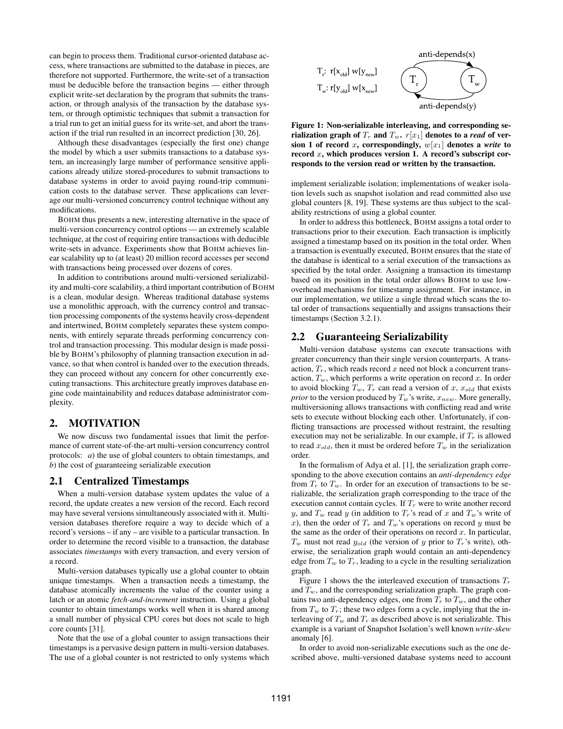can begin to process them. Traditional cursor-oriented database access, where transactions are submitted to the database in pieces, are therefore not supported. Furthermore, the write-set of a transaction must be deducible before the transaction begins — either through explicit write-set declaration by the program that submits the transaction, or through analysis of the transaction by the database system, or through optimistic techniques that submit a transaction for a trial run to get an initial guess for its write-set, and abort the transaction if the trial run resulted in an incorrect prediction [30, 26].

Although these disadvantages (especially the first one) change the model by which a user submits transactions to a database system, an increasingly large number of performance sensitive applications already utilize stored-procedures to submit transactions to database systems in order to avoid paying round-trip communication costs to the database server. These applications can leverage our multi-versioned concurrency control technique without any modifications.

BOHM thus presents a new, interesting alternative in the space of multi-version concurrency control options — an extremely scalable technique, at the cost of requiring entire transactions with deducible write-sets in advance. Experiments show that BOHM achieves linear scalability up to (at least) 20 million record accesses per second with transactions being processed over dozens of cores.

In addition to contributions around multi-versioned serializability and multi-core scalability, a third important contribution of BOHM is a clean, modular design. Whereas traditional database systems use a monolithic approach, with the currency control and transaction processing components of the systems heavily cross-dependent and intertwined, BOHM completely separates these system components, with entirely separate threads performing concurrency control and transaction processing. This modular design is made possible by BOHM's philosophy of planning transaction execution in advance, so that when control is handed over to the execution threads, they can proceed without any concern for other concurrently executing transactions. This architecture greatly improves database engine code maintainability and reduces database administrator complexity.

# 2. MOTIVATION

We now discuss two fundamental issues that limit the performance of current state-of-the-art multi-version concurrency control protocols: *a*) the use of global counters to obtain timestamps, and *b*) the cost of guaranteeing serializable execution

## 2.1 Centralized Timestamps

When a multi-version database system updates the value of a record, the update creates a new version of the record. Each record may have several versions simultaneously associated with it. Multi-version databases therefore require a way to decide which of a record's versions – if any – are visible to a particular transaction. In order to determine the record visible to a transaction, the database associates *timestamps* with every transaction, and every version of a record.

Multi-version databases typically use a global counter to obtain unique timestamps. When a transaction needs a timestamp, the database atomically increments the value of the counter using a latch or an atomic *fetch-and-increment* instruction. Using a global counter to obtain timestamps works well when it is shared among a small number of physical CPU cores but does not scale to high core counts [31].

Note that the use of a global counter to assign transactions their timestamps is a pervasive design pattern in multi-version databases. The use of a global counter is not restricted to only systems which implement serializable isolation; implementations of weaker isolation levels such as snapshot isolation and read committed also use global counters [8, 19]. These systems are thus subject to the scalability restrictions of using a global counter.

In order to address this bottleneck, BOHM assigns a total order to transactions prior to their execution. Each transaction is implicitly assigned a timestamp based on its position in the total order. When a transaction is eventually executed, BOHM ensures that the state of the database is identical to a serial execution of the transactions as specified by the total order. Assigning a transaction its timestamp based on its position in the total order allows BOHM to use low-overhead mechanisms for timestamp assignment. For instance, in our implementation, we utilize a single thread which scans the total order of transactions sequentially and assigns transactions their timestamps (Section 3.2.1).

$T_r$: $r[x_{old}]$ $w[y_{new}]$

$T_w$: $r[y_{old}]$ $w[x_{new}]$

anti-depends(x)

anti-depends(y)

**Figure 1: Non-serializable interleaving, and corresponding serialization graph of $T_r$ and $T_w$. $r[x_1]$ denotes to a *read* of version 1 of record $x$, correspondingly, $w[x_1]$ denotes a *write* to record $x$, which produces version 1. A record's subscript corresponds to the version read or written by the transaction.**

## 2.2 Guaranteeing Serializability

Multi-version database systems can execute transactions with greater concurrency than their single version counterparts. A transaction, $T_r$, which reads record $x$ need not block a concurrent transaction, $T_w$, which performs a write operation on record $x$. In order to avoid blocking $T_w$, $T_r$ can read a version of $x$, $x_{old}$ that exists *prior* to the version produced by $T_w$'s write, $x_{new}$. More generally, multiversioning allows transactions with conflicting read and write sets to execute without blocking each other. Unfortunately, if conflicting transactions are processed without restraint, the resulting execution may not be serializable. In our example, if $T_r$ is allowed to read $x_{old}$, then it must be ordered before $T_w$ in the serialization order.

In the formalism of Adya et al. [1], the serialization graph corresponding to the above execution contains an *anti-dependency edge* from $T_r$ to $T_w$. In order for an execution of transactions to be serializable, the serialization graph corresponding to the trace of the execution cannot contain cycles. If $T_r$ were to write another record $y$, and $T_w$ read $y$ (in addition to $T_r$'s read of $x$ and $T_w$'s write of $x$), then the order of $T_r$ and $T_w$'s operations on record $y$ must be the same as the order of their operations on record $x$. In particular, $T_w$ must not read $y_{old}$ (the version of $y$ prior to $T_r$'s write), otherwise, the serialization graph would contain an anti-dependency edge from $T_w$ to $T_r$, leading to a cycle in the resulting serialization graph.

Figure 1 shows the the interleaved execution of transactions $T_r$ and $T_w$, and the corresponding serialization graph. The graph contains two anti-dependency edges, one from $T_r$ to $T_w$, and the other from $T_w$ to $T_r$; these two edges form a cycle, implying that the interleaving of $T_w$ and $T_r$ as described above is not serializable. This example is a variant of Snapshot Isolation's well known *write-skew* anomaly [6].

In order to avoid non-serializable executions such as the one described above, multi-versioned database systems need to account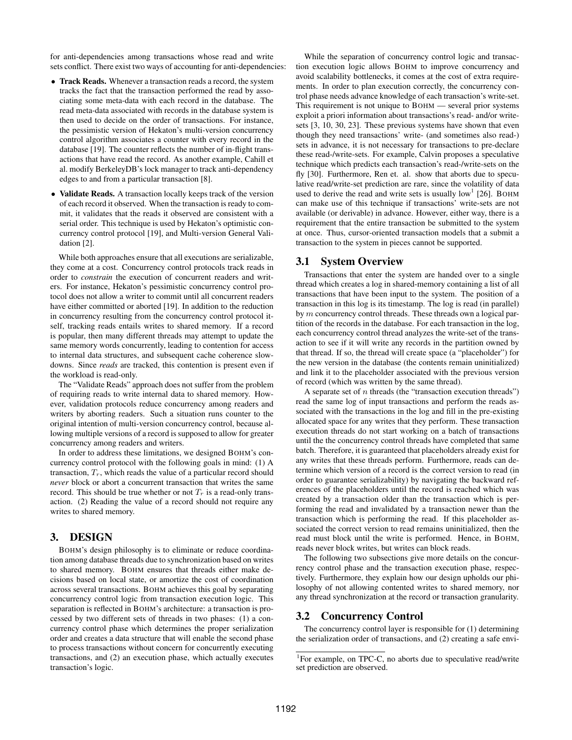for anti-dependencies among transactions whose read and write sets conflict. There exist two ways of accounting for anti-dependencies:

- **Track Reads.** Whenever a transaction reads a record, the system tracks the fact that the transaction performed the read by associating some meta-data with each record in the database. The read meta-data associated with records in the database system is then used to decide on the order of transactions. For instance, the pessimistic version of Hekaton's multi-version concurrency control algorithm associates a counter with every record in the database [19]. The counter reflects the number of in-flight transactions that have read the record. As another example, Cahill et al. modify BerkeleyDB's lock manager to track anti-dependency edges to and from a particular transaction [8].
- **Validate Reads.** A transaction locally keeps track of the version of each record it observed. When the transaction is ready to commit, it validates that the reads it observed are consistent with a serial order. This technique is used by Hekaton's optimistic concurrency control protocol [19], and Multi-version General Validation [2].

While both approaches ensure that all executions are serializable, they come at a cost. Concurrency control protocols track reads in order to *constrain* the execution of concurrent readers and writers. For instance, Hekaton's pessimistic concurrency control protocol does not allow a writer to commit until all concurrent readers have either committed or aborted [19]. In addition to the reduction in concurrency resulting from the concurrency control protocol itself, tracking reads entails writes to shared memory. If a record is popular, then many different threads may attempt to update the same memory words concurrently, leading to contention for access to internal data structures, and subsequent cache coherence slowdowns. Since *reads* are tracked, this contention is present even if the workload is read-only.

The "Validate Reads" approach does not suffer from the problem of requiring reads to write internal data to shared memory. However, validation protocols reduce concurrency among readers and writers by aborting readers. Such a situation runs counter to the original intention of multi-version concurrency control, because allowing multiple versions of a record is supposed to allow for greater concurrency among readers and writers.

In order to address these limitations, we designed BOHM's concurrency control protocol with the following goals in mind: (1) A transaction, $T_r$, which reads the value of a particular record should *never* block or abort a concurrent transaction that writes the same record. This should be true whether or not $T_r$ is a read-only transaction. (2) Reading the value of a record should not require any writes to shared memory.

## 3. DESIGN

BOHM's design philosophy is to eliminate or reduce coordination among database threads due to synchronization based on writes to shared memory. BOHM ensures that threads either make decisions based on local state, or amortize the cost of coordination across several transactions. BOHM achieves this goal by separating concurrency control logic from transaction execution logic. This separation is reflected in BOHM's architecture: a transaction is processed by two different sets of threads in two phases: (1) a concurrency control phase which determines the proper serialization order and creates a data structure that will enable the second phase to process transactions without concern for concurrently executing transactions, and (2) an execution phase, which actually executes transaction's logic.

While the separation of concurrency control logic and transaction execution logic allows BOHM to improve concurrency and avoid scalability bottlenecks, it comes at the cost of extra requirements. In order to plan execution correctly, the concurrency control phase needs advance knowledge of each transaction's write-set. This requirement is not unique to BOHM — several prior systems exploit a priori information about transactions's read- and/or write-sets [3, 10, 30, 23]. These previous systems have shown that even though they need transactions' write- (and sometimes also read-) sets in advance, it is not necessary for transactions to pre-declare these read-/write-sets. For example, Calvin proposes a speculative technique which predicts each transaction's read-/write-sets on the fly [30]. Furthermore, Ren et. al. show that aborts due to speculative read/write-set prediction are rare, since the volatility of data used to derive the read and write sets is usually low[1] [26]. BOHM can make use of this technique if transactions' write-sets are not available (or derivable) in advance. However, either way, there is a requirement that the entire transaction be submitted to the system at once. Thus, cursor-oriented transaction models that a submit a transaction to the system in pieces cannot be supported.

### 3.1 System Overview

Transactions that enter the system are handed over to a single thread which creates a log in shared-memory containing a list of all transactions that have been input to the system. The position of a transaction in this log is its timestamp. The log is read (in parallel) by $m$ concurrency control threads. These threads own a logical partition of the records in the database. For each transaction in the log, each concurrency control thread analyzes the write-set of the transaction to see if it will write any records in the partition owned by that thread. If so, the thread will create space (a "placeholder") for the new version in the database (the contents remain uninitialized) and link it to the placeholder associated with the previous version of record (which was written by the same thread).

A separate set of $n$ threads (the "transaction execution threads") read the same log of input transactions and perform the reads associated with the transactions in the log and fill in the pre-existing allocated space for any writes that they perform. These transaction execution threads do not start working on a batch of transactions until the the concurrency control threads have completed that same batch. Therefore, it is guaranteed that placeholders already exist for any writes that these threads perform. Furthermore, reads can determine which version of a record is the correct version to read (in order to guarantee serializability) by navigating the backward references of the placeholders until the record is reached which was created by a transaction older than the transaction which is performing the read and invalidated by a transaction newer than the transaction which is performing the read. If this placeholder associated the correct version to read remains uninitialized, then the read must block until the write is performed. Hence, in BOHM, reads never block writes, but writes can block reads.

The following two subsections give more details on the concurrency control phase and the transaction execution phase, respectively. Furthermore, they explain how our design upholds our philosophy of not allowing contented writes to shared memory, nor any thread synchronization at the record or transaction granularity.

### 3.2 Concurrency Control

The concurrency control layer is responsible for (1) determining the serialization order of transactions, and (2) creating a safe envi-

[1] For example, on TPC-C, no aborts due to speculative read/write set prediction are observed.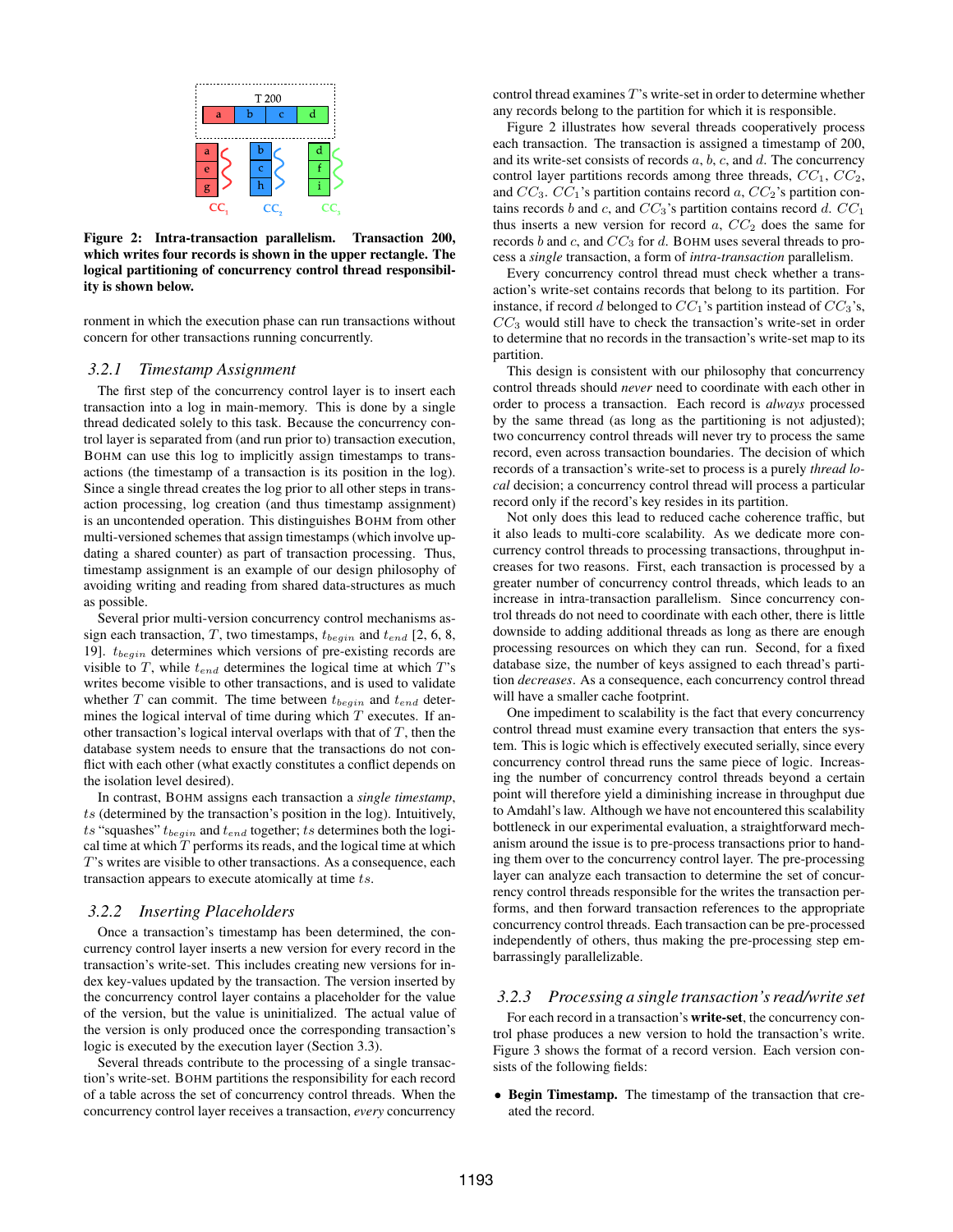T 200

a b c d

a e g

b c h

d f i

$CC_1$ $CC_2$ $CC_3$

**Figure 2: Intra-transaction parallelism. Transaction 200, which writes four records is shown in the upper rectangle. The logical partitioning of concurrency control thread responsibility is shown below.**

ronment in which the execution phase can run transactions without concern for other transactions running concurrently.

### 3.2.1 *Timestamp Assignment*

The first step of the concurrency control layer is to insert each transaction into a log in main-memory. This is done by a single thread dedicated solely to this task. Because the concurrency control layer is separated from (and run prior to) transaction execution, BOHM can use this log to implicitly assign timestamps to transactions (the timestamp of a transaction is its position in the log). Since a single thread creates the log prior to all other steps in transaction processing, log creation (and thus timestamp assignment) is an uncontended operation. This distinguishes BOHM from other multi-versioned schemes that assign timestamps (which involve updating a shared counter) as part of transaction processing. Thus, timestamp assignment is an example of our design philosophy of avoiding writing and reading from shared data-structures as much as possible.

Several prior multi-version concurrency control mechanisms assign each transaction, $T$, two timestamps, $t_{begin}$ and $t_{end}$ [2, 6, 8, 19]. $t_{begin}$ determines which versions of pre-existing records are visible to $T$, while $t_{end}$ determines the logical time at which $T$'s writes become visible to other transactions, and is used to validate whether $T$ can commit. The time between $t_{begin}$ and $t_{end}$ determines the logical interval of time during which $T$ executes. If another transaction's logical interval overlaps with that of $T$, then the database system needs to ensure that the transactions do not conflict with each other (what exactly constitutes a conflict depends on the isolation level desired).

In contrast, BOHM assigns each transaction a *single timestamp*, $ts$ (determined by the transaction's position in the log). Intuitively, $ts$ "squashes" $t_{begin}$ and $t_{end}$ together; $ts$ determines both the logical time at which $T$ performs its reads, and the logical time at which $T$'s writes are visible to other transactions. As a consequence, each transaction appears to execute atomically at time $ts$.

### 3.2.2 *Inserting Placeholders*

Once a transaction's timestamp has been determined, the concurrency control layer inserts a new version for every record in the transaction's write-set. This includes creating new versions for index key-values updated by the transaction. The version inserted by the concurrency control layer contains a placeholder for the value of the version, but the value is uninitialized. The actual value of the version is only produced once the corresponding transaction's logic is executed by the execution layer (Section 3.3).

Several threads contribute to the processing of a single transaction's write-set. BOHM partitions the responsibility for each record of a table across the set of concurrency control threads. When the concurrency control layer receives a transaction, *every* concurrency control thread examines $T$'s write-set in order to determine whether any records belong to the partition for which it is responsible.

Figure 2 illustrates how several threads cooperatively process each transaction. The transaction is assigned a timestamp of 200, and its write-set consists of records $a$, $b$, $c$, and $d$. The concurrency control layer partitions records among three threads, $CC_1$, $CC_2$, and $CC_3$. $CC_1$'s partition contains record $a$, $CC_2$'s partition contains records $b$ and $c$, and $CC_3$'s partition contains record $d$. $CC_1$ thus inserts a new version for record $a$, $CC_2$ does the same for records $b$ and $c$, and $CC_3$ for $d$. BOHM uses several threads to process a *single* transaction, a form of *intra-transaction* parallelism.

Every concurrency control thread must check whether a transaction's write-set contains records that belong to its partition. For instance, if record $d$ belonged to $CC_1$'s partition instead of $CC_3$'s, $CC_3$ would still have to check the transaction's write-set in order to determine that no records in the transaction's write-set map to its partition.

This design is consistent with our philosophy that concurrency control threads should *never* need to coordinate with each other in order to process a transaction. Each record is *always* processed by the same thread (as long as the partitioning is not adjusted); two concurrency control threads will never try to process the same record, even across transaction boundaries. The decision of which records of a transaction's write-set to process is a purely *thread local* decision; a concurrency control thread will process a particular record only if the record's key resides in its partition.

Not only does this lead to reduced cache coherence traffic, but it also leads to multi-core scalability. As we dedicate more concurrency control threads to processing transactions, throughput increases for two reasons. First, each transaction is processed by a greater number of concurrency control threads, which leads to an increase in intra-transaction parallelism. Since concurrency control threads do not need to coordinate with each other, there is little downside to adding additional threads as long as there are enough processing resources on which they can run. Second, for a fixed database size, the number of keys assigned to each thread's partition *decreases*. As a consequence, each concurrency control thread will have a smaller cache footprint.

One impediment to scalability is the fact that every concurrency control thread must examine every transaction that enters the system. This is logic which is effectively executed serially, since every concurrency control thread runs the same piece of logic. Increasing the number of concurrency control threads beyond a certain point will therefore yield a diminishing increase in throughput due to Amdahl's law. Although we have not encountered this scalability bottleneck in our experimental evaluation, a straightforward mechanism around the issue is to pre-process transactions prior to handing them over to the concurrency control layer. The pre-processing layer can analyze each transaction to determine the set of concurrency control threads responsible for the writes the transaction performs, and then forward transaction references to the appropriate concurrency control threads. Each transaction can be pre-processed independently of others, thus making the pre-processing step embarrassingly parallelizable.

### 3.2.3 *Processing a single transaction's read/write set*

For each record in a transaction's **write-set**, the concurrency control phase produces a new version to hold the transaction's write. Figure 3 shows the format of a record version. Each version consists of the following fields:

- **Begin Timestamp.** The timestamp of the transaction that created the record.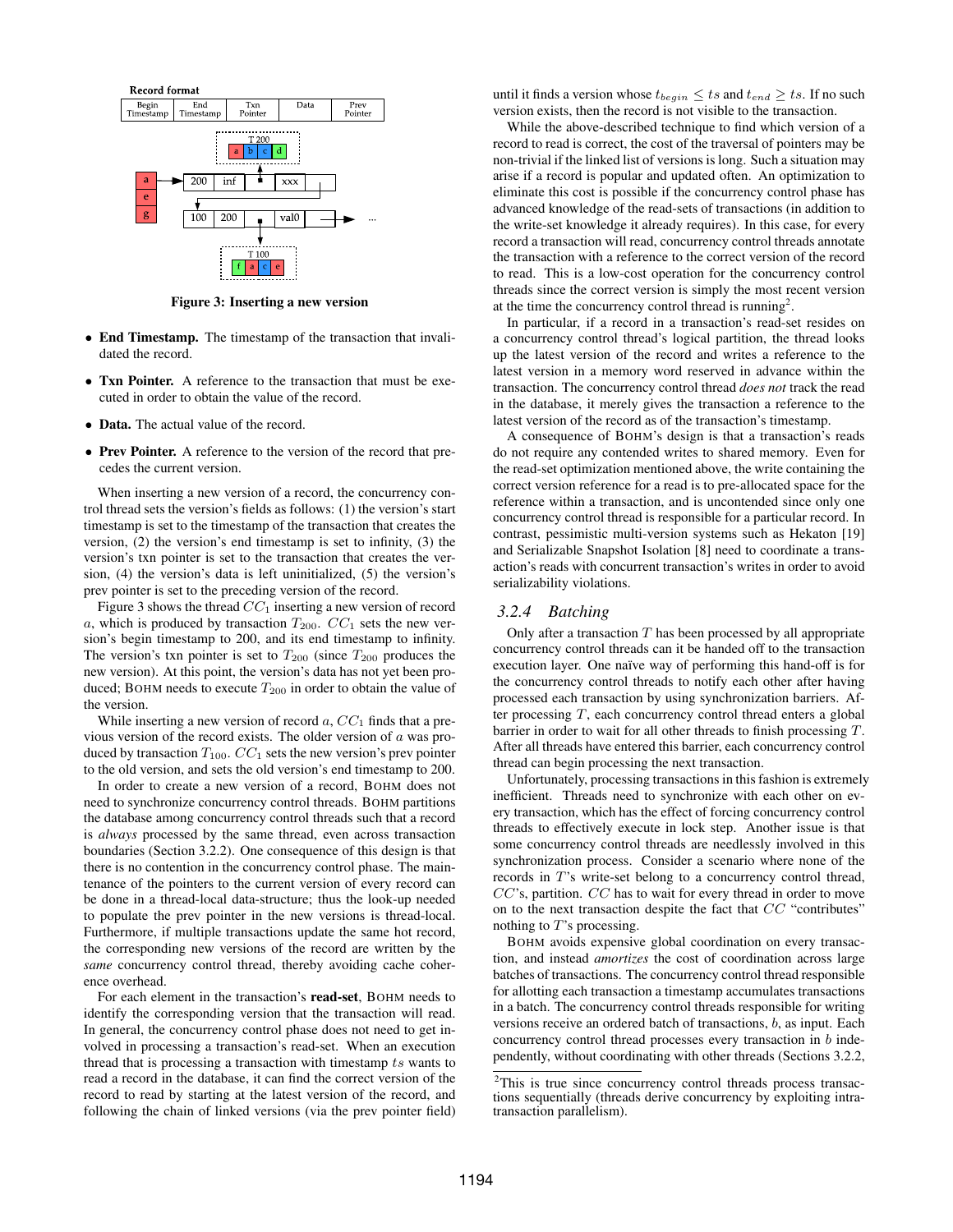Record format

| Begin Timestamp | End Timestamp | Txn Pointer | Data | Prev Pointer |
| --- | --- | --- | --- | --- |

T 200

a b c d

a e g

200 inf xxx

100 200 val0 ...

T 100

f a c e

**Figure 3: Inserting a new version**

- **End Timestamp.** The timestamp of the transaction that invalidated the record.
- **Txn Pointer.** A reference to the transaction that must be executed in order to obtain the value of the record.
- **Data.** The actual value of the record.
- **Prev Pointer.** A reference to the version of the record that precedes the current version.

When inserting a new version of a record, the concurrency control thread sets the version's fields as follows: (1) the version's start timestamp is set to the timestamp of the transaction that creates the version, (2) the version's end timestamp is set to infinity, (3) the version's txn pointer is set to the transaction that creates the version, (4) the version's data is left uninitialized, (5) the version's prev pointer is set to the preceding version of the record.

Figure 3 shows the thread $CC_1$ inserting a new version of record $a$, which is produced by transaction $T_{200}$. $CC_1$ sets the new version's begin timestamp to 200, and its end timestamp to infinity. The version's txn pointer is set to $T_{200}$ (since $T_{200}$ produces the new version). At this point, the version's data has not yet been produced; BOHM needs to execute $T_{200}$ in order to obtain the value of the version.

While inserting a new version of record $a$, $CC_1$ finds that a previous version of the record exists. The older version of $a$ was produced by transaction $T_{100}$. $CC_1$ sets the new version's prev pointer to the old version, and sets the old version's end timestamp to 200.

In order to create a new version of a record, BOHM does not need to synchronize concurrency control threads. BOHM partitions the database among concurrency control threads such that a record is *always* processed by the same thread, even across transaction boundaries (Section 3.2.2). One consequence of this design is that there is no contention in the concurrency control phase. The maintenance of the pointers to the current version of every record can be done in a thread-local data-structure; thus the look-up needed to populate the prev pointer in the new versions is thread-local. Furthermore, if multiple transactions update the same hot record, the corresponding new versions of the record are written by the *same* concurrency control thread, thereby avoiding cache coherence overhead.

For each element in the transaction's **read-set**, BOHM needs to identify the corresponding version that the transaction will read. In general, the concurrency control phase does not need to get involved in processing a transaction's read-set. When an execution thread that is processing a transaction with timestamp $ts$ wants to read a record in the database, it can find the correct version of the record to read by starting at the latest version of the record, and following the chain of linked versions (via the prev pointer field) until it finds a version whose $t_{begin} \leq ts$ and $t_{end} \geq ts$. If no such version exists, then the record is not visible to the transaction.

While the above-described technique to find which version of a record to read is correct, the cost of the traversal of pointers may be non-trivial if the linked list of versions is long. Such a situation may arise if a record is popular and updated often. An optimization to eliminate this cost is possible if the concurrency control phase has advanced knowledge of the read-sets of transactions (in addition to the write-set knowledge it already requires). In this case, for every record a transaction will read, concurrency control threads annotate the transaction with a reference to the correct version of the record to read. This is a low-cost operation for the concurrency control threads since the correct version is simply the most recent version at the time the concurrency control thread is running[2].

In particular, if a record in a transaction's read-set resides on a concurrency control thread's logical partition, the thread looks up the latest version of the record and writes a reference to the latest version in a memory word reserved in advance within the transaction. The concurrency control thread *does not* track the read in the database, it merely gives the transaction a reference to the latest version of the record as of the transaction's timestamp.

A consequence of BOHM's design is that a transaction's reads do not require any contended writes to shared memory. Even for the read-set optimization mentioned above, the write containing the correct version reference for a read is to pre-allocated space for the reference within a transaction, and is uncontended since only one concurrency control thread is responsible for a particular record. In contrast, pessimistic multi-version systems such as Hekaton [19] and Serializable Snapshot Isolation [8] need to coordinate a transaction's reads with concurrent transaction's writes in order to avoid serializability violations.

### 3.2.4 Batching

Only after a transaction $T$ has been processed by all appropriate concurrency control threads can it be handed off to the transaction execution layer. One naïve way of performing this hand-off is for the concurrency control threads to notify each other after having processed each transaction by using synchronization barriers. After processing $T$, each concurrency control thread enters a global barrier in order to wait for all other threads to finish processing $T$. After all threads have entered this barrier, each concurrency control thread can begin processing the next transaction.

Unfortunately, processing transactions in this fashion is extremely inefficient. Threads need to synchronize with each other on every transaction, which has the effect of forcing concurrency control threads to effectively execute in lock step. Another issue is that some concurrency control threads are needlessly involved in this synchronization process. Consider a scenario where none of the records in $T$'s write-set belong to a concurrency control thread, $CC$'s, partition. $CC$ has to wait for every thread in order to move on to the next transaction despite the fact that $CC$ "contributes" nothing to $T$'s processing.

BOHM avoids expensive global coordination on every transaction, and instead *amortizes* the cost of coordination across large batches of transactions. The concurrency control thread responsible for allotting each transaction a timestamp accumulates transactions in a batch. The concurrency control threads responsible for writing versions receive an ordered batch of transactions, $b$, as input. Each concurrency control thread processes every transaction in $b$ independently, without coordinating with other threads (Sections 3.2.2,

[2]This is true since concurrency control threads process transactions sequentially (threads derive concurrency by exploiting intra-transaction parallelism).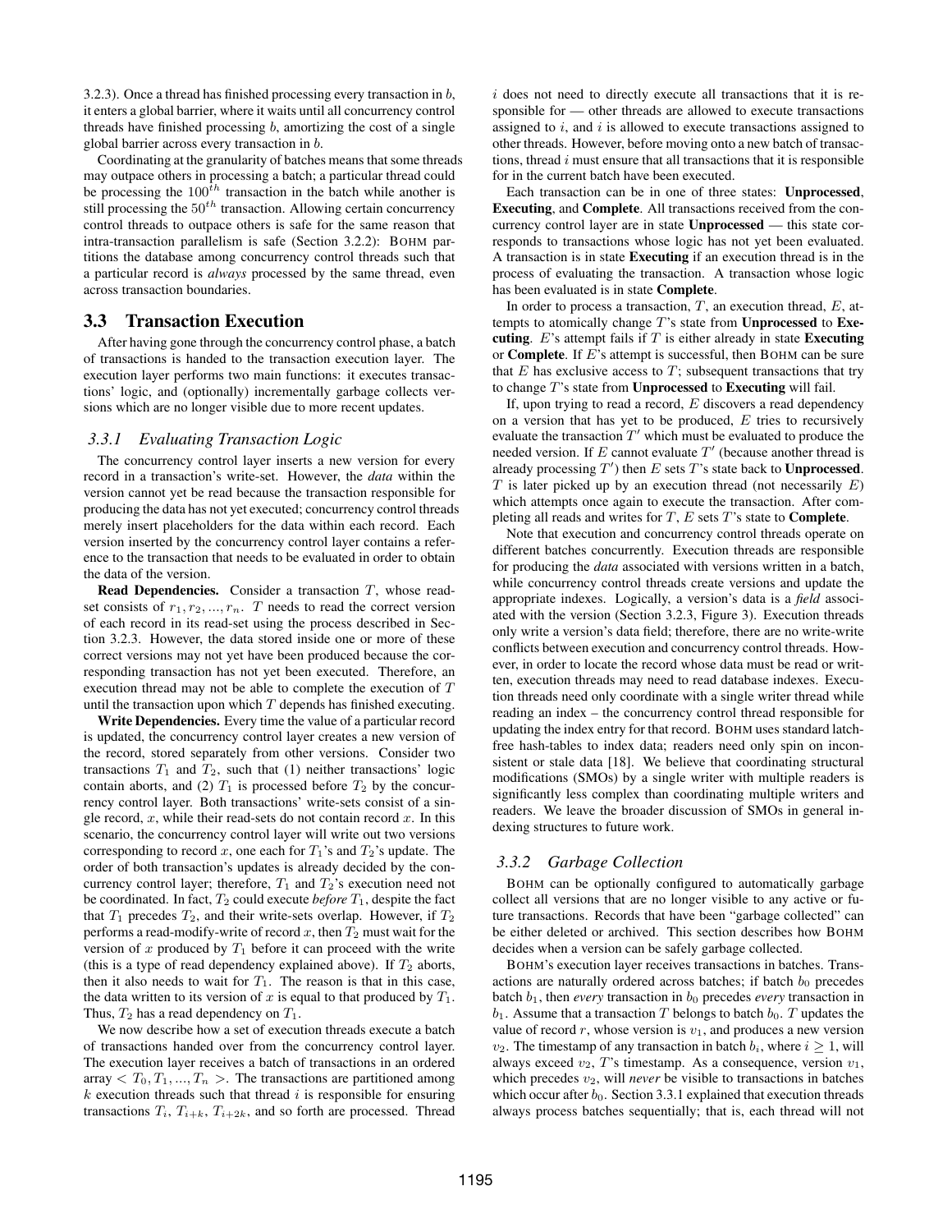3.2.3). Once a thread has finished processing every transaction in $b$, it enters a global barrier, where it waits until all concurrency control threads have finished processing $b$, amortizing the cost of a single global barrier across every transaction in $b$.

Coordinating at the granularity of batches means that some threads may outpace others in processing a batch; a particular thread could be processing the $100^{th}$ transaction in the batch while another is still processing the $50^{th}$ transaction. Allowing certain concurrency control threads to outpace others is safe for the same reason that intra-transaction parallelism is safe (Section 3.2.2): BOHM partitions the database among concurrency control threads such that a particular record is *always* processed by the same thread, even across transaction boundaries.

## 3.3 Transaction Execution

After having gone through the concurrency control phase, a batch of transactions is handed to the transaction execution layer. The execution layer performs two main functions: it executes transactions' logic, and (optionally) incrementally garbage collects versions which are no longer visible due to more recent updates.

### 3.3.1 Evaluating Transaction Logic

The concurrency control layer inserts a new version for every record in a transaction's write-set. However, the *data* within the version cannot yet be read because the transaction responsible for producing the data has not yet executed; concurrency control threads merely insert placeholders for the data within each record. Each version inserted by the concurrency control layer contains a reference to the transaction that needs to be evaluated in order to obtain the data of the version.

**Read Dependencies.** Consider a transaction $T$, whose read-set consists of $r_1, r_2, ..., r_n$. $T$ needs to read the correct version of each record in its read-set using the process described in Section 3.2.3. However, the data stored inside one or more of these correct versions may not yet have been produced because the corresponding transaction has not yet been executed. Therefore, an execution thread may not be able to complete the execution of $T$ until the transaction upon which $T$ depends has finished executing.

**Write Dependencies.** Every time the value of a particular record is updated, the concurrency control layer creates a new version of the record, stored separately from other versions. Consider two transactions $T_1$ and $T_2$, such that (1) neither transactions' logic contain aborts, and (2) $T_1$ is processed before $T_2$ by the concurrency control layer. Both transactions' write-sets consist of a single record, $x$, while their read-sets do not contain record $x$. In this scenario, the concurrency control layer will write out two versions corresponding to record $x$, one each for $T_1$'s and $T_2$'s update. The order of both transaction's updates is already decided by the concurrency control layer; therefore, $T_1$ and $T_2$'s execution need not be coordinated. In fact, $T_2$ could execute *before* $T_1$, despite the fact that $T_1$ precedes $T_2$, and their write-sets overlap. However, if $T_2$ performs a read-modify-write of record $x$, then $T_2$ must wait for the version of $x$ produced by $T_1$ before it can proceed with the write (this is a type of read dependency explained above). If $T_2$ aborts, then it also needs to wait for $T_1$. The reason is that in this case, the data written to its version of $x$ is equal to that produced by $T_1$. Thus, $T_2$ has a read dependency on $T_1$.

We now describe how a set of execution threads execute a batch of transactions handed over from the concurrency control layer. The execution layer receives a batch of transactions in an ordered array $< T_0, T_1, ..., T_n >$. The transactions are partitioned among $k$ execution threads such that thread $i$ is responsible for ensuring transactions $T_i$, $T_{i+k}$, $T_{i+2k}$, and so forth are processed. Thread $i$ does not need to directly execute all transactions that it is responsible for — other threads are allowed to execute transactions assigned to $i$, and $i$ is allowed to execute transactions assigned to other threads. However, before moving onto a new batch of transactions, thread $i$ must ensure that all transactions that it is responsible for in the current batch have been executed.

Each transaction can be in one of three states: **Unprocessed**, **Executing**, and **Complete**. All transactions received from the concurrency control layer are in state **Unprocessed** — this state corresponds to transactions whose logic has not yet been evaluated. A transaction is in state **Executing** if an execution thread is in the process of evaluating the transaction. A transaction whose logic has been evaluated is in state **Complete**.

In order to process a transaction, $T$, an execution thread, $E$, attempts to atomically change $T$'s state from **Unprocessed** to **Executing**. $E$'s attempt fails if $T$ is either already in state **Executing** or **Complete**. If $E$'s attempt is successful, then BOHM can be sure that $E$ has exclusive access to $T$; subsequent transactions that try to change $T$'s state from **Unprocessed** to **Executing** will fail.

If, upon trying to read a record, $E$ discovers a read dependency on a version that has yet to be produced, $E$ tries to recursively evaluate the transaction $T'$ which must be evaluated to produce the needed version. If $E$ cannot evaluate $T'$ (because another thread is already processing $T'$) then $E$ sets $T$'s state back to **Unprocessed**. $T$ is later picked up by an execution thread (not necessarily $E$) which attempts once again to execute the transaction. After completing all reads and writes for $T$, $E$ sets $T$'s state to **Complete**.

Note that execution and concurrency control threads operate on different batches concurrently. Execution threads are responsible for producing the *data* associated with versions written in a batch, while concurrency control threads create versions and update the appropriate indexes. Logically, a version's data is a *field* associated with the version (Section 3.2.3, Figure 3). Execution threads only write a version's data field; therefore, there are no write-write conflicts between execution and concurrency control threads. However, in order to locate the record whose data must be read or written, execution threads may need to read database indexes. Execution threads need only coordinate with a single writer thread while reading an index – the concurrency control thread responsible for updating the index entry for that record. BOHM uses standard latch-free hash-tables to index data; readers need only spin on inconsistent or stale data [18]. We believe that coordinating structural modifications (SMOs) by a single writer with multiple readers is significantly less complex than coordinating multiple writers and readers. We leave the broader discussion of SMOs in general indexing structures to future work.

### 3.3.2 Garbage Collection

BOHM can be optionally configured to automatically garbage collect all versions that are no longer visible to any active or future transactions. Records that have been "garbage collected" can be either deleted or archived. This section describes how BOHM decides when a version can be safely garbage collected.

BOHM's execution layer receives transactions in batches. Transactions are naturally ordered across batches; if batch $b_0$ precedes batch $b_1$, then *every* transaction in $b_0$ precedes *every* transaction in $b_1$. Assume that a transaction $T$ belongs to batch $b_0$. $T$ updates the value of record $r$, whose version is $v_1$, and produces a new version $v_2$. The timestamp of any transaction in batch $b_i$, where $i \geq 1$, will always exceed $v_2$, $T$'s timestamp. As a consequence, version $v_1$, which precedes $v_2$, will *never* be visible to transactions in batches which occur after $b_0$. Section 3.3.1 explained that execution threads always process batches sequentially; that is, each thread will not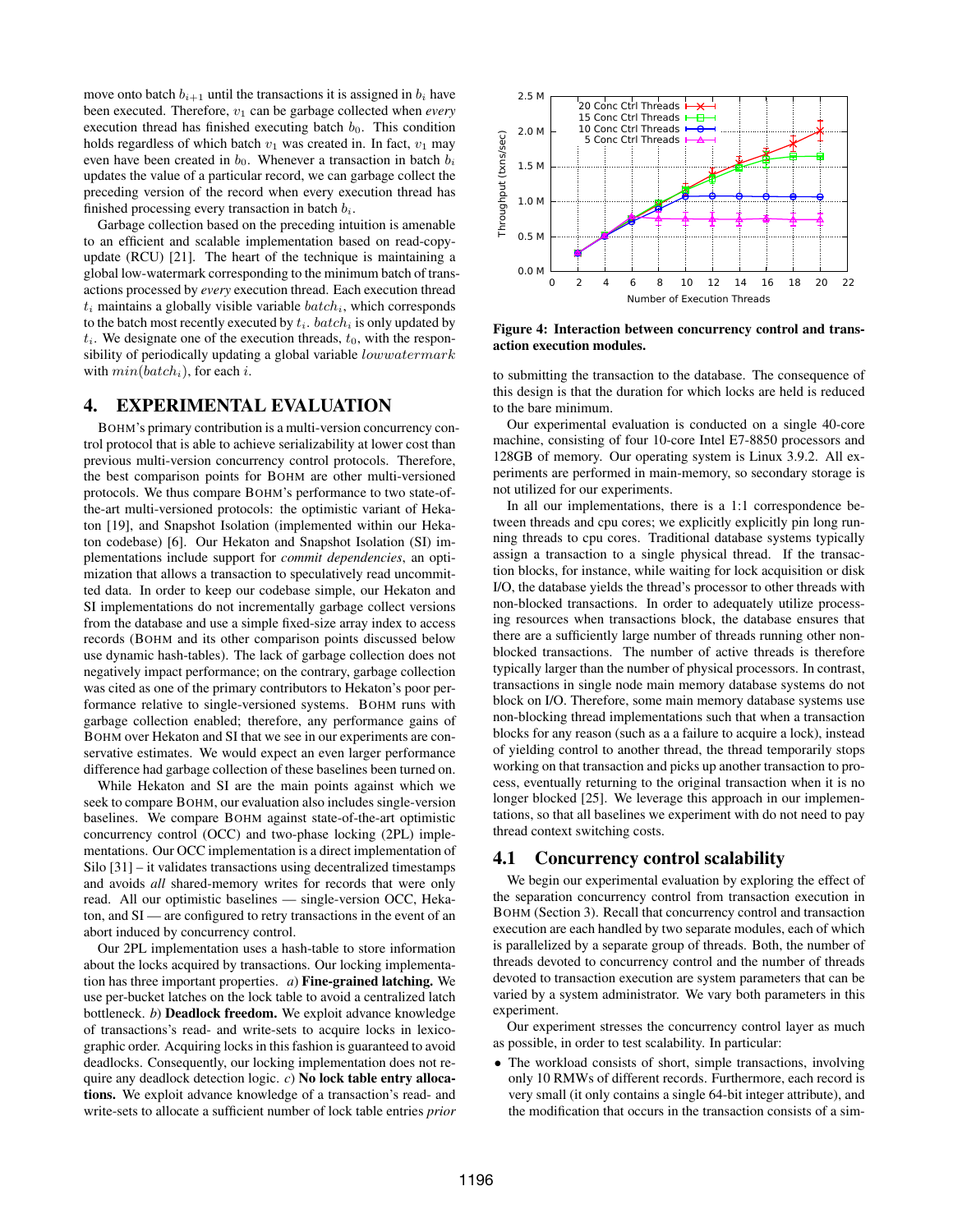move onto batch $b_{i+1}$ until the transactions it is assigned in $b_i$ have been executed. Therefore, $v_1$ can be garbage collected when *every* execution thread has finished executing batch $b_0$. This condition holds regardless of which batch $v_1$ was created in. In fact, $v_1$ may even have been created in $b_0$. Whenever a transaction in batch $b_i$ updates the value of a particular record, we can garbage collect the preceding version of the record when every execution thread has finished processing every transaction in batch $b_i$.

Garbage collection based on the preceding intuition is amenable to an efficient and scalable implementation based on read-copy-update (RCU) [21]. The heart of the technique is maintaining a global low-watermark corresponding to the minimum batch of transactions processed by *every* execution thread. Each execution thread $t_i$ maintains a globally visible variable $batch_i$, which corresponds to the batch most recently executed by $t_i$. $batch_i$ is only updated by $t_i$. We designate one of the execution threads, $t_0$, with the responsibility of periodically updating a global variable $lowwatermark$ with $min(batch_i)$, for each $i$.

## 4. EXPERIMENTAL EVALUATION

BOHM's primary contribution is a multi-version concurrency control protocol that is able to achieve serializability at lower cost than previous multi-version concurrency control protocols. Therefore, the best comparison points for BOHM are other multi-versioned protocols. We thus compare BOHM's performance to two state-of-the-art multi-versioned protocols: the optimistic variant of Hekaton [19], and Snapshot Isolation (implemented within our Hekaton codebase) [6]. Our Hekaton and Snapshot Isolation (SI) implementations include support for *commit dependencies*, an optimization that allows a transaction to speculatively read uncommitted data. In order to keep our codebase simple, our Hekaton and SI implementations do not incrementally garbage collect versions from the database and use a simple fixed-size array index to access records (BOHM and its other comparison points discussed below use dynamic hash-tables). The lack of garbage collection does not negatively impact performance; on the contrary, garbage collection was cited as one of the primary contributors to Hekaton's poor performance relative to single-versioned systems. BOHM runs with garbage collection enabled; therefore, any performance gains of BOHM over Hekaton and SI that we see in our experiments are conservative estimates. We would expect an even larger performance difference had garbage collection of these baselines been turned on.

While Hekaton and SI are the main points against which we seek to compare BOHM, our evaluation also includes single-version baselines. We compare BOHM against state-of-the-art optimistic concurrency control (OCC) and two-phase locking (2PL) implementations. Our OCC implementation is a direct implementation of Silo [31] – it validates transactions using decentralized timestamps and avoids *all* shared-memory writes for records that were only read. All our optimistic baselines — single-version OCC, Hekaton, and SI — are configured to retry transactions in the event of an abort induced by concurrency control.

Our 2PL implementation uses a hash-table to store information about the locks acquired by transactions. Our locking implementation has three important properties. *a*) **Fine-grained latching.** We use per-bucket latches on the lock table to avoid a centralized latch bottleneck. *b*) **Deadlock freedom.** We exploit advance knowledge of transactions's read- and write-sets to acquire locks in lexicographic order. Acquiring locks in this fashion is guaranteed to avoid deadlocks. Consequently, our locking implementation does not require any deadlock detection logic. *c*) **No lock table entry allocations.** We exploit advance knowledge of a transaction's read- and write-sets to allocate a sufficient number of lock table entries *prior* to submitting the transaction to the database. The consequence of this design is that the duration for which locks are held is reduced to the bare minimum.

**Figure 4: Interaction between concurrency control and transaction execution modules.**

Our experimental evaluation is conducted on a single 40-core machine, consisting of four 10-core Intel E7-8850 processors and 128GB of memory. Our operating system is Linux 3.9.2. All experiments are performed in main-memory, so secondary storage is not utilized for our experiments.

In all our implementations, there is a 1:1 correspondence between threads and cpu cores; we explicitly explicitly pin long running threads to cpu cores. Traditional database systems typically assign a transaction to a single physical thread. If the transaction blocks, for instance, while waiting for lock acquisition or disk I/O, the database yields the thread's processor to other threads with non-blocked transactions. In order to adequately utilize processing resources when transactions block, the database ensures that there are a sufficiently large number of threads running other non-blocked transactions. The number of active threads is therefore typically larger than the number of physical processors. In contrast, transactions in single node main memory database systems do not block on I/O. Therefore, some main memory database systems use non-blocking thread implementations such that when a transaction blocks for any reason (such as a a failure to acquire a lock), instead of yielding control to another thread, the thread temporarily stops working on that transaction and picks up another transaction to process, eventually returning to the original transaction when it is no longer blocked [25]. We leverage this approach in our implementations, so that all baselines we experiment with do not need to pay thread context switching costs.

### 4.1 Concurrency control scalability

We begin our experimental evaluation by exploring the effect of the separation concurrency control from transaction execution in BOHM (Section 3). Recall that concurrency control and transaction execution are each handled by two separate modules, each of which is parallelized by a separate group of threads. Both, the number of threads devoted to concurrency control and the number of threads devoted to transaction execution are system parameters that can be varied by a system administrator. We vary both parameters in this experiment.

Our experiment stresses the concurrency control layer as much as possible, in order to test scalability. In particular:

- The workload consists of short, simple transactions, involving only 10 RMWs of different records. Furthermore, each record is very small (it only contains a single 64-bit integer attribute), and the modification that occurs in the transaction consists of a sim-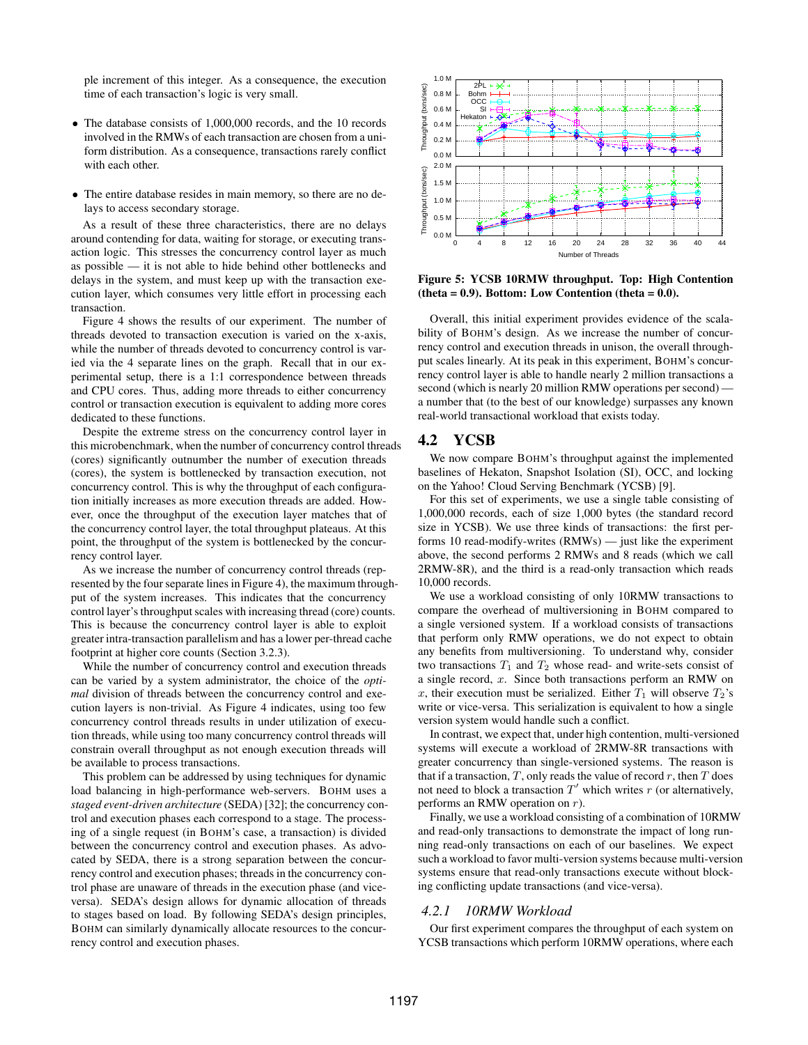ple increment of this integer. As a consequence, the execution time of each transaction's logic is very small.

- The database consists of 1,000,000 records, and the 10 records involved in the RMWs of each transaction are chosen from a uniform distribution. As a consequence, transactions rarely conflict with each other.

- The entire database resides in main memory, so there are no delays to access secondary storage.

As a result of these three characteristics, there are no delays around contending for data, waiting for storage, or executing transaction logic. This stresses the concurrency control layer as much as possible — it is not able to hide behind other bottlenecks and delays in the system, and must keep up with the transaction execution layer, which consumes very little effort in processing each transaction.

Figure 4 shows the results of our experiment. The number of threads devoted to transaction execution is varied on the x-axis, while the number of threads devoted to concurrency control is varied via the 4 separate lines on the graph. Recall that in our experimental setup, there is a 1:1 correspondence between threads and CPU cores. Thus, adding more threads to either concurrency control or transaction execution is equivalent to adding more cores dedicated to these functions.

Despite the extreme stress on the concurrency control layer in this microbenchmark, when the number of concurrency control threads (cores) significantly outnumber the number of execution threads (cores), the system is bottlenecked by transaction execution, not concurrency control. This is why the throughput of each configuration initially increases as more execution threads are added. However, once the throughput of the execution layer matches that of the concurrency control layer, the total throughput plateaus. At this point, the throughput of the system is bottlenecked by the concurrency control layer.

As we increase the number of concurrency control threads (represented by the four separate lines in Figure 4), the maximum throughput of the system increases. This indicates that the concurrency control layer's throughput scales with increasing thread (core) counts. This is because the concurrency control layer is able to exploit greater intra-transaction parallelism and has a lower per-thread cache footprint at higher core counts (Section 3.2.3).

While the number of concurrency control and execution threads can be varied by a system administrator, the choice of the *optimal* division of threads between the concurrency control and execution layers is non-trivial. As Figure 4 indicates, using too few concurrency control threads results in under utilization of execution threads, while using too many concurrency control threads will constrain overall throughput as not enough execution threads will be available to process transactions.

This problem can be addressed by using techniques for dynamic load balancing in high-performance web-servers. BOHM uses a *staged event-driven architecture* (SEDA) [32]; the concurrency control and execution phases each correspond to a stage. The processing of a single request (in BOHM's case, a transaction) is divided between the concurrency control and execution phases. As advocated by SEDA, there is a strong separation between the concurrency control and execution phases; threads in the concurrency control phase are unaware of threads in the execution phase (and vice-versa). SEDA's design allows for dynamic allocation of threads to stages based on load. By following SEDA's design principles, BOHM can similarly dynamically allocate resources to the concurrency control and execution phases.

**Figure 5: YCSB 10RMW throughput. Top: High Contention (theta = 0.9). Bottom: Low Contention (theta = 0.0).**

Overall, this initial experiment provides evidence of the scalability of BOHM's design. As we increase the number of concurrency control and execution threads in unison, the overall throughput scales linearly. At its peak in this experiment, BOHM's concurrency control layer is able to handle nearly 2 million transactions a second (which is nearly 20 million RMW operations per second) — a number that (to the best of our knowledge) surpasses any known real-world transactional workload that exists today.

## 4.2 YCSB

We now compare BOHM's throughput against the implemented baselines of Hekaton, Snapshot Isolation (SI), OCC, and locking on the Yahoo! Cloud Serving Benchmark (YCSB) [9].

For this set of experiments, we use a single table consisting of 1,000,000 records, each of size 1,000 bytes (the standard record size in YCSB). We use three kinds of transactions: the first performs 10 read-modify-writes (RMWs) — just like the experiment above, the second performs 2 RMWs and 8 reads (which we call 2RMW-8R), and the third is a read-only transaction which reads 10,000 records.

We use a workload consisting of only 10RMW transactions to compare the overhead of multiversioning in BOHM compared to a single versioned system. If a workload consists of transactions that perform only RMW operations, we do not expect to obtain any benefits from multiversioning. To understand why, consider two transactions $T_1$ and $T_2$ whose read- and write-sets consist of a single record, $x$. Since both transactions perform an RMW on $x$, their execution must be serialized. Either $T_1$ will observe $T_2$'s write or vice-versa. This serialization is equivalent to how a single version system would handle such a conflict.

In contrast, we expect that, under high contention, multi-versioned systems will execute a workload of 2RMW-8R transactions with greater concurrency than single-versioned systems. The reason is that if a transaction, $T$, only reads the value of record $r$, then $T$ does not need to block a transaction $T'$ which writes $r$ (or alternatively, performs an RMW operation on $r$).

Finally, we use a workload consisting of a combination of 10RMW and read-only transactions to demonstrate the impact of long running read-only transactions on each of our baselines. We expect such a workload to favor multi-version systems because multi-version systems ensure that read-only transactions execute without blocking conflicting update transactions (and vice-versa).

### 4.2.1 10RMW Workload

Our first experiment compares the throughput of each system on YCSB transactions which perform 10RMW operations, where each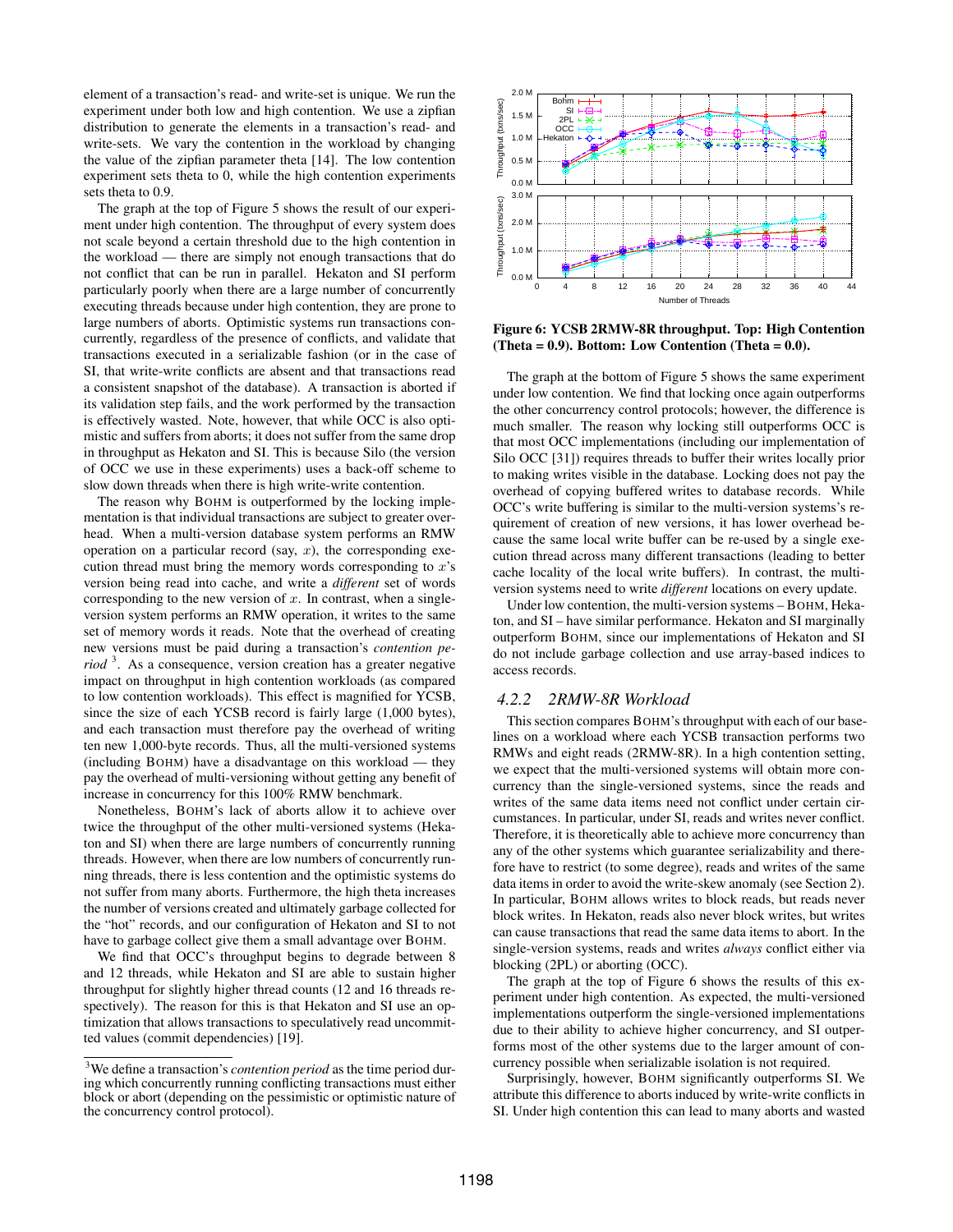element of a transaction's read- and write-set is unique. We run the experiment under both low and high contention. We use a zipfian distribution to generate the elements in a transaction's read- and write-sets. We vary the contention in the workload by changing the value of the zipfian parameter theta [14]. The low contention experiment sets theta to 0, while the high contention experiments sets theta to 0.9.

The graph at the top of Figure 5 shows the result of our experiment under high contention. The throughput of every system does not scale beyond a certain threshold due to the high contention in the workload — there are simply not enough transactions that do not conflict that can be run in parallel. Hekaton and SI perform particularly poorly when there are a large number of concurrently executing threads because under high contention, they are prone to large numbers of aborts. Optimistic systems run transactions concurrently, regardless of the presence of conflicts, and validate that transactions executed in a serializable fashion (or in the case of SI, that write-write conflicts are absent and that transactions read a consistent snapshot of the database). A transaction is aborted if its validation step fails, and the work performed by the transaction is effectively wasted. Note, however, that while OCC is also optimistic and suffers from aborts; it does not suffer from the same drop in throughput as Hekaton and SI. This is because Silo (the version of OCC we use in these experiments) uses a back-off scheme to slow down threads when there is high write-write contention.

The reason why BOHM is outperformed by the locking implementation is that individual transactions are subject to greater overhead. When a multi-version database system performs an RMW operation on a particular record (say, $x$), the corresponding execution thread must bring the memory words corresponding to $x$'s version being read into cache, and write a *different* set of words corresponding to the new version of $x$. In contrast, when a single-version system performs an RMW operation, it writes to the same set of memory words it reads. Note that the overhead of creating new versions must be paid during a transaction's *contention period* [3]. As a consequence, version creation has a greater negative impact on throughput in high contention workloads (as compared to low contention workloads). This effect is magnified for YCSB, since the size of each YCSB record is fairly large (1,000 bytes), and each transaction must therefore pay the overhead of writing ten new 1,000-byte records. Thus, all the multi-versioned systems (including BOHM) have a disadvantage on this workload — they pay the overhead of multi-versioning without getting any benefit of increase in concurrency for this 100% RMW benchmark.

Nonetheless, BOHM's lack of aborts allow it to achieve over twice the throughput of the other multi-versioned systems (Hekaton and SI) when there are large numbers of concurrently running threads. However, when there are low numbers of concurrently running threads, there is less contention and the optimistic systems do not suffer from many aborts. Furthermore, the high theta increases the number of versions created and ultimately garbage collected for the "hot" records, and our configuration of Hekaton and SI to not have to garbage collect give them a small advantage over BOHM.

We find that OCC's throughput begins to degrade between 8 and 12 threads, while Hekaton and SI are able to sustain higher throughput for slightly higher thread counts (12 and 16 threads respectively). The reason for this is that Hekaton and SI use an optimization that allows transactions to speculatively read uncommitted values (commit dependencies) [19].

[3] We define a transaction's *contention period* as the time period during which concurrently running conflicting transactions must either block or abort (depending on the pessimistic or optimistic nature of the concurrency control protocol).

**Figure 6: YCSB 2RMW-8R throughput. Top: High Contention (Theta = 0.9). Bottom: Low Contention (Theta = 0.0).**

The graph at the bottom of Figure 5 shows the same experiment under low contention. We find that locking once again outperforms the other concurrency control protocols; however, the difference is much smaller. The reason why locking still outperforms OCC is that most OCC implementations (including our implementation of Silo OCC [31]) requires threads to buffer their writes locally prior to making writes visible in the database. Locking does not pay the overhead of copying buffered writes to database records. While OCC's write buffering is similar to the multi-version systems's requirement of creation of new versions, it has lower overhead because the same local write buffer can be re-used by a single execution thread across many different transactions (leading to better cache locality of the local write buffers). In contrast, the multi-version systems need to write *different* locations on every update.

Under low contention, the multi-version systems – BOHM, Hekaton, and SI – have similar performance. Hekaton and SI marginally outperform BOHM, since our implementations of Hekaton and SI do not include garbage collection and use array-based indices to access records.

### 4.2.2 2RMW-8R Workload

This section compares BOHM's throughput with each of our baselines on a workload where each YCSB transaction performs two RMWs and eight reads (2RMW-8R). In a high contention setting, we expect that the multi-versioned systems will obtain more concurrency than the single-versioned systems, since the reads and writes of the same data items need not conflict under certain circumstances. In particular, under SI, reads and writes never conflict. Therefore, it is theoretically able to achieve more concurrency than any of the other systems which guarantee serializability and therefore have to restrict (to some degree), reads and writes of the same data items in order to avoid the write-skew anomaly (see Section 2). In particular, BOHM allows writes to block reads, but reads never block writes. In Hekaton, reads also never block writes, but writes can cause transactions that read the same data items to abort. In the single-version systems, reads and writes *always* conflict either via blocking (2PL) or aborting (OCC).

The graph at the top of Figure 6 shows the results of this experiment under high contention. As expected, the multi-versioned implementations outperform the single-versioned implementations due to their ability to achieve higher concurrency, and SI outperforms most of the other systems due to the larger amount of concurrency possible when serializable isolation is not required.

Surprisingly, however, BOHM significantly outperforms SI. We attribute this difference to aborts induced by write-write conflicts in SI. Under high contention this can lead to many aborts and wasted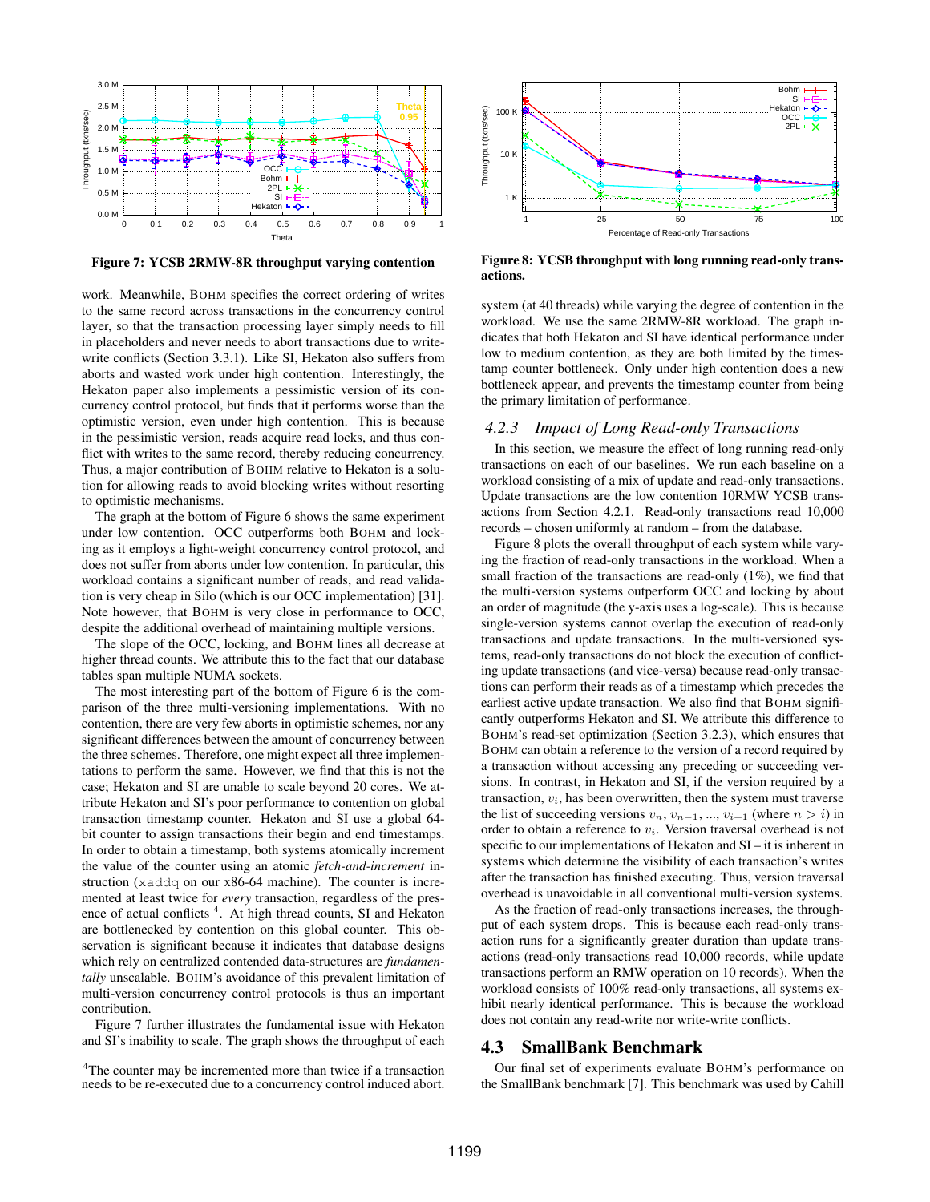Figure 7: YCSB 2RMW-8R throughput varying contention

Figure 8: YCSB throughput with long running read-only transactions.

work. Meanwhile, BOHM specifies the correct ordering of writes to the same record across transactions in the concurrency control layer, so that the transaction processing layer simply needs to fill in placeholders and never needs to abort transactions due to write-write conflicts (Section 3.3.1). Like SI, Hekaton also suffers from aborts and wasted work under high contention. Interestingly, the Hekaton paper also implements a pessimistic version of its concurrency control protocol, but finds that it performs worse than the optimistic version, even under high contention. This is because in the pessimistic version, reads acquire read locks, and thus conflict with writes to the same record, thereby reducing concurrency. Thus, a major contribution of BOHM relative to Hekaton is a solution for allowing reads to avoid blocking writes without resorting to optimistic mechanisms.

The graph at the bottom of Figure 6 shows the same experiment under low contention. OCC outperforms both BOHM and locking as it employs a light-weight concurrency control protocol, and does not suffer from aborts under low contention. In particular, this workload contains a significant number of reads, and read validation is very cheap in Silo (which is our OCC implementation) [31]. Note however, that BOHM is very close in performance to OCC, despite the additional overhead of maintaining multiple versions.

The slope of the OCC, locking, and BOHM lines all decrease at higher thread counts. We attribute this to the fact that our database tables span multiple NUMA sockets.

The most interesting part of the bottom of Figure 6 is the comparison of the three multi-versioning implementations. With no contention, there are very few aborts in optimistic schemes, nor any significant differences between the amount of concurrency between the three schemes. Therefore, one might expect all three implementations to perform the same. However, we find that this is not the case; Hekaton and SI are unable to scale beyond 20 cores. We attribute Hekaton and SI's poor performance to contention on global transaction timestamp counter. Hekaton and SI use a global 64-bit counter to assign transactions their begin and end timestamps. In order to obtain a timestamp, both systems atomically increment the value of the counter using an atomic *fetch-and-increment* instruction (`xaddq` on our x86-64 machine). The counter is incremented at least twice for *every* transaction, regardless of the presence of actual conflicts [4]. At high thread counts, SI and Hekaton are bottlenecked by contention on this global counter. This observation is significant because it indicates that database designs which rely on centralized contended data-structures are *fundamentally* unscalable. BOHM's avoidance of this prevalent limitation of multi-version concurrency control protocols is thus an important contribution.

Figure 7 further illustrates the fundamental issue with Hekaton and SI's inability to scale. The graph shows the throughput of each system (at 40 threads) while varying the degree of contention in the workload. We use the same 2RMW-8R workload. The graph indicates that both Hekaton and SI have identical performance under low to medium contention, as they are both limited by the timestamp counter bottleneck. Only under high contention does a new bottleneck appear, and prevents the timestamp counter from being the primary limitation of performance.

[4] The counter may be incremented more than twice if a transaction needs to be re-executed due to a concurrency control induced abort.

### 4.2.3 *Impact of Long Read-only Transactions*

In this section, we measure the effect of long running read-only transactions on each of our baselines. We run each baseline on a workload consisting of a mix of update and read-only transactions. Update transactions are the low contention 10RMW YCSB transactions from Section 4.2.1. Read-only transactions read 10,000 records – chosen uniformly at random – from the database.

Figure 8 plots the overall throughput of each system while varying the fraction of read-only transactions in the workload. When a small fraction of the transactions are read-only (1%), we find that the multi-version systems outperform OCC and locking by about an order of magnitude (the y-axis uses a log-scale). This is because single-version systems cannot overlap the execution of read-only transactions and update transactions. In the multi-versioned systems, read-only transactions do not block the execution of conflicting update transactions (and vice-versa) because read-only transactions can perform their reads as of a timestamp which precedes the earliest active update transaction. We also find that BOHM significantly outperforms Hekaton and SI. We attribute this difference to BOHM's read-set optimization (Section 3.2.3), which ensures that BOHM can obtain a reference to the version of a record required by a transaction without accessing any preceding or succeeding versions. In contrast, in Hekaton and SI, if the version required by a transaction, $v_i$, has been overwritten, then the system must traverse the list of succeeding versions $v_n, v_{n-1}, ..., v_{i+1}$ (where $n > i$) in order to obtain a reference to $v_i$. Version traversal overhead is not specific to our implementations of Hekaton and SI – it is inherent in systems which determine the visibility of each transaction's writes after the transaction has finished executing. Thus, version traversal overhead is unavoidable in all conventional multi-version systems.

As the fraction of read-only transactions increases, the throughput of each system drops. This is because each read-only transaction runs for a significantly greater duration than update transactions (read-only transactions read 10,000 records, while update transactions perform an RMW operation on 10 records). When the workload consists of 100% read-only transactions, all systems exhibit nearly identical performance. This is because the workload does not contain any read-write nor write-write conflicts.

## 4.3 SmallBank Benchmark

Our final set of experiments evaluate BOHM's performance on the SmallBank benchmark [7]. This benchmark was used by Cahill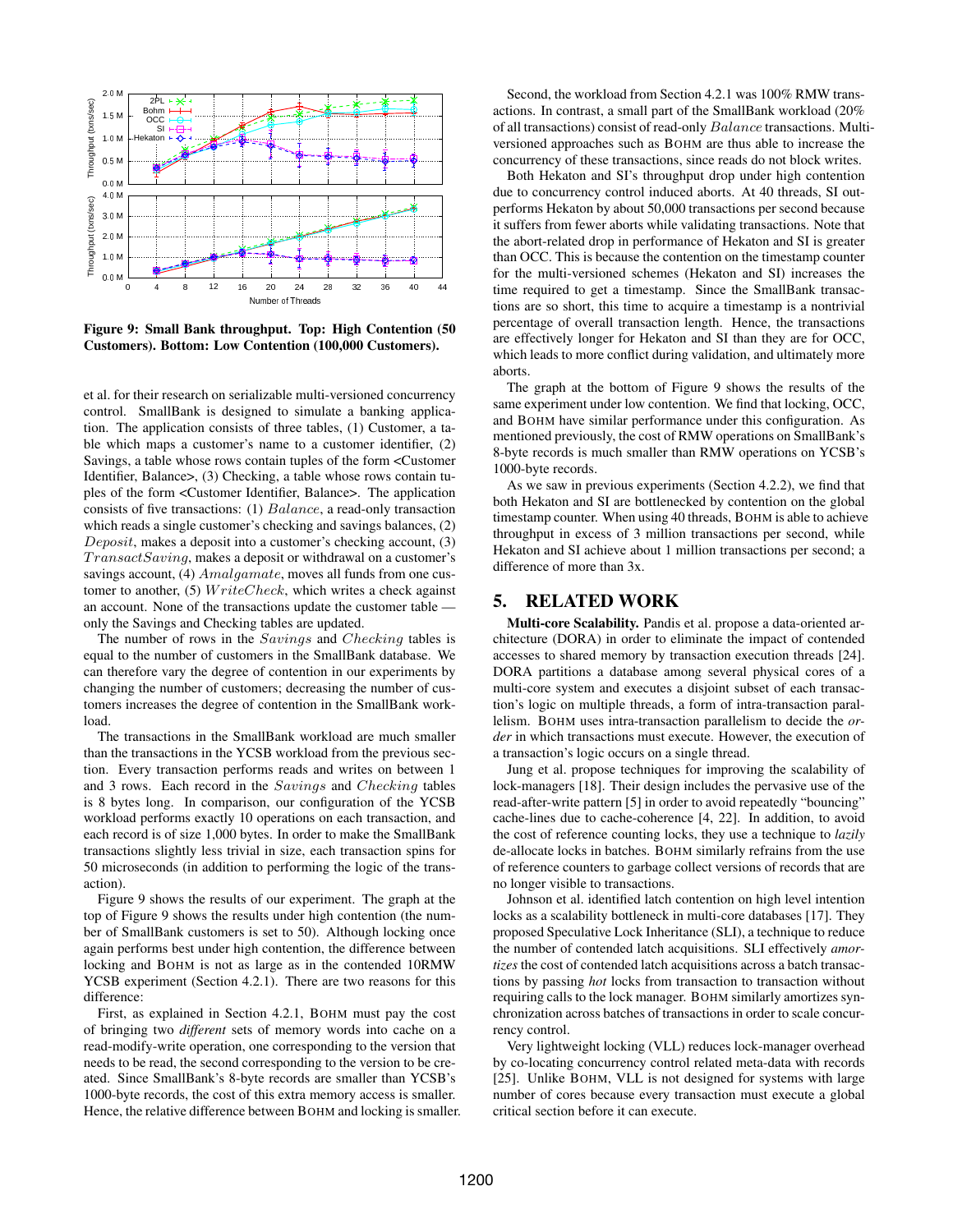**Figure 9: Small Bank throughput. Top: High Contention (50 Customers). Bottom: Low Contention (100,000 Customers).**

et al. for their research on serializable multi-versioned concurrency control. SmallBank is designed to simulate a banking application. The application consists of three tables, (1) Customer, a table which maps a customer's name to a customer identifier, (2) Savings, a table whose rows contain tuples of the form <Customer Identifier, Balance>, (3) Checking, a table whose rows contain tuples of the form <Customer Identifier, Balance>. The application consists of five transactions: (1) $Balance$, a read-only transaction which reads a single customer's checking and savings balances, (2) $Deposit$, makes a deposit into a customer's checking account, (3) $TransactSaving$, makes a deposit or withdrawal on a customer's savings account, (4) $Amalgamate$, moves all funds from one customer to another, (5) $WriteCheck$, which writes a check against an account. None of the transactions update the customer table — only the Savings and Checking tables are updated.

The number of rows in the $Savings$ and $Checking$ tables is equal to the number of customers in the SmallBank database. We can therefore vary the degree of contention in our experiments by changing the number of customers; decreasing the number of customers increases the degree of contention in the SmallBank workload.

The transactions in the SmallBank workload are much smaller than the transactions in the YCSB workload from the previous section. Every transaction performs reads and writes on between 1 and 3 rows. Each record in the $Savings$ and $Checking$ tables is 8 bytes long. In comparison, our configuration of the YCSB workload performs exactly 10 operations on each transaction, and each record is of size 1,000 bytes. In order to make the SmallBank transactions slightly less trivial in size, each transaction spins for 50 microseconds (in addition to performing the logic of the transaction).

Figure 9 shows the results of our experiment. The graph at the top of Figure 9 shows the results under high contention (the number of SmallBank customers is set to 50). Although locking once again performs best under high contention, the difference between locking and BOHM is not as large as in the contended 10RMW YCSB experiment (Section 4.2.1). There are two reasons for this difference:

First, as explained in Section 4.2.1, BOHM must pay the cost of bringing two *different* sets of memory words into cache on a read-modify-write operation, one corresponding to the version that needs to be read, the second corresponding to the version to be created. Since SmallBank's 8-byte records are smaller than YCSB's 1000-byte records, the cost of this extra memory access is smaller. Hence, the relative difference between BOHM and locking is smaller.

Second, the workload from Section 4.2.1 was 100% RMW transactions. In contrast, a small part of the SmallBank workload (20% of all transactions) consist of read-only $Balance$ transactions. Multi-versioned approaches such as BOHM are thus able to increase the concurrency of these transactions, since reads do not block writes.

Both Hekaton and SI's throughput drop under high contention due to concurrency control induced aborts. At 40 threads, SI outperforms Hekaton by about 50,000 transactions per second because it suffers from fewer aborts while validating transactions. Note that the abort-related drop in performance of Hekaton and SI is greater than OCC. This is because the contention on the timestamp counter for the multi-versioned schemes (Hekaton and SI) increases the time required to get a timestamp. Since the SmallBank transactions are so short, this time to acquire a timestamp is a nontrivial percentage of overall transaction length. Hence, the transactions are effectively longer for Hekaton and SI than they are for OCC, which leads to more conflict during validation, and ultimately more aborts.

The graph at the bottom of Figure 9 shows the results of the same experiment under low contention. We find that locking, OCC, and BOHM have similar performance under this configuration. As mentioned previously, the cost of RMW operations on SmallBank's 8-byte records is much smaller than RMW operations on YCSB's 1000-byte records.

As we saw in previous experiments (Section 4.2.2), we find that both Hekaton and SI are bottlenecked by contention on the global timestamp counter. When using 40 threads, BOHM is able to achieve throughput in excess of 3 million transactions per second, while Hekaton and SI achieve about 1 million transactions per second; a difference of more than 3x.

## 5. RELATED WORK

**Multi-core Scalability.** Pandis et al. propose a data-oriented architecture (DORA) in order to eliminate the impact of contended accesses to shared memory by transaction execution threads [24]. DORA partitions a database among several physical cores of a multi-core system and executes a disjoint subset of each transaction's logic on multiple threads, a form of intra-transaction parallelism. BOHM uses intra-transaction parallelism to decide the *order* in which transactions must execute. However, the execution of a transaction's logic occurs on a single thread.

Jung et al. propose techniques for improving the scalability of lock-managers [18]. Their design includes the pervasive use of the read-after-write pattern [5] in order to avoid repeatedly "bouncing" cache-lines due to cache-coherence [4, 22]. In addition, to avoid the cost of reference counting locks, they use a technique to *lazily* de-allocate locks in batches. BOHM similarly refrains from the use of reference counters to garbage collect versions of records that are no longer visible to transactions.

Johnson et al. identified latch contention on high level intention locks as a scalability bottleneck in multi-core databases [17]. They proposed Speculative Lock Inheritance (SLI), a technique to reduce the number of contended latch acquisitions. SLI effectively *amortizes* the cost of contended latch acquisitions across a batch transactions by passing *hot* locks from transaction to transaction without requiring calls to the lock manager. BOHM similarly amortizes synchronization across batches of transactions in order to scale concurrency control.

Very lightweight locking (VLL) reduces lock-manager overhead by co-locating concurrency control related meta-data with records [25]. Unlike BOHM, VLL is not designed for systems with large number of cores because every transaction must execute a global critical section before it can execute.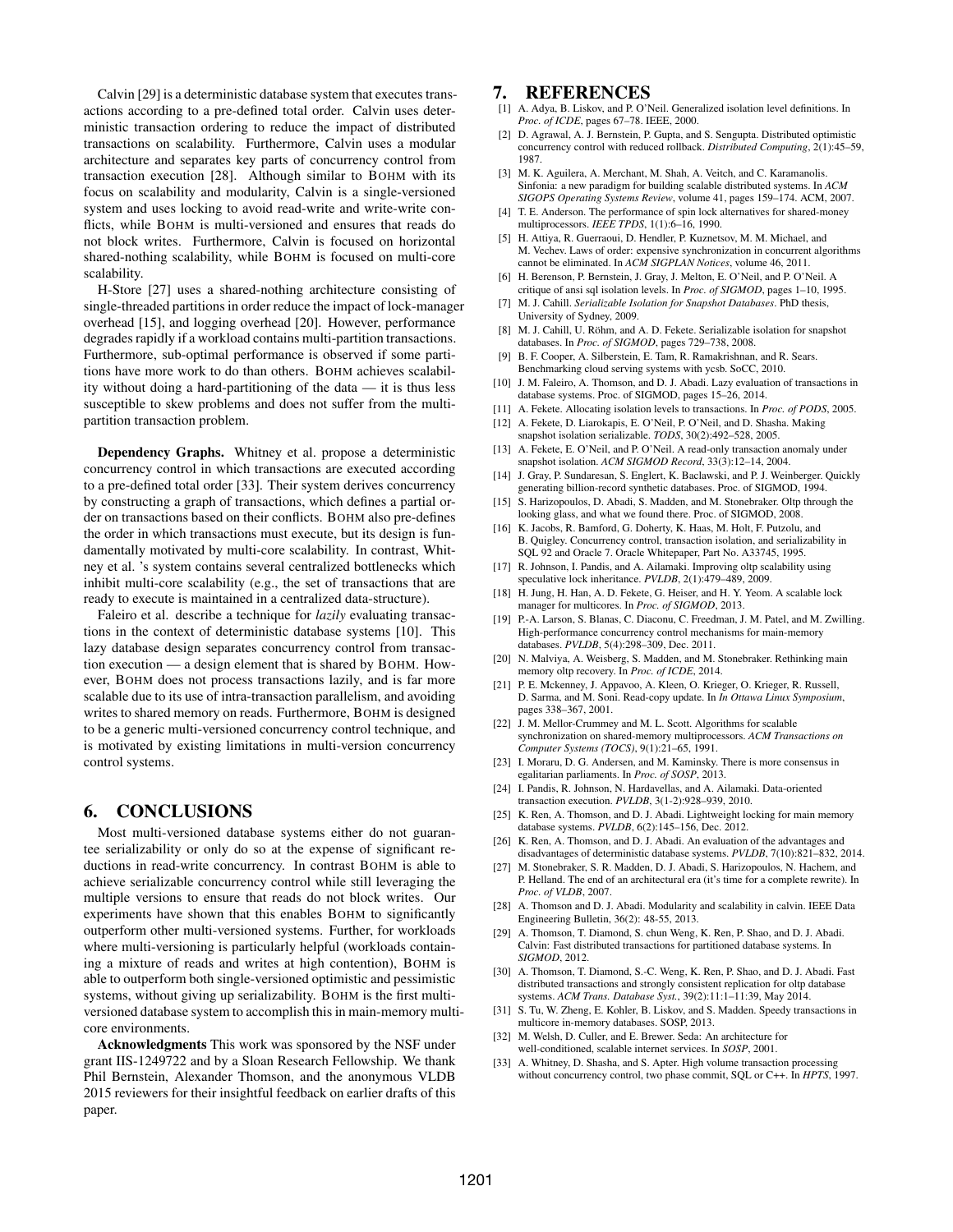Calvin [29] is a deterministic database system that executes transactions according to a pre-defined total order. Calvin uses deterministic transaction ordering to reduce the impact of distributed transactions on scalability. Furthermore, Calvin uses a modular architecture and separates key parts of concurrency control from transaction execution [28]. Although similar to BOHM with its focus on scalability and modularity, Calvin is a single-versioned system and uses locking to avoid read-write and write-write conflicts, while BOHM is multi-versioned and ensures that reads do not block writes. Furthermore, Calvin is focused on horizontal shared-nothing scalability, while BOHM is focused on multi-core scalability.

H-Store [27] uses a shared-nothing architecture consisting of single-threaded partitions in order reduce the impact of lock-manager overhead [15], and logging overhead [20]. However, performance degrades rapidly if a workload contains multi-partition transactions. Furthermore, sub-optimal performance is observed if some partitions have more work to do than others. BOHM achieves scalability without doing a hard-partitioning of the data — it is thus less susceptible to skew problems and does not suffer from the multi-partition transaction problem.

**Dependency Graphs.** Whitney et al. propose a deterministic concurrency control in which transactions are executed according to a pre-defined total order [33]. Their system derives concurrency by constructing a graph of transactions, which defines a partial order on transactions based on their conflicts. BOHM also pre-defines the order in which transactions must execute, but its design is fundamentally motivated by multi-core scalability. In contrast, Whitney et al. 's system contains several centralized bottlenecks which inhibit multi-core scalability (e.g., the set of transactions that are ready to execute is maintained in a centralized data-structure).

Faleiro et al. describe a technique for *lazily* evaluating transactions in the context of deterministic database systems [10]. This lazy database design separates concurrency control from transaction execution — a design element that is shared by BOHM. However, BOHM does not process transactions lazily, and is far more scalable due to its use of intra-transaction parallelism, and avoiding writes to shared memory on reads. Furthermore, BOHM is designed to be a generic multi-versioned concurrency control technique, and is motivated by existing limitations in multi-version concurrency control systems.

## 6. CONCLUSIONS

Most multi-versioned database systems either do not guarantee serializability or only do so at the expense of significant reductions in read-write concurrency. In contrast BOHM is able to achieve serializable concurrency control while still leveraging the multiple versions to ensure that reads do not block writes. Our experiments have shown that this enables BOHM to significantly outperform other multi-versioned systems. Further, for workloads where multi-versioning is particularly helpful (workloads containing a mixture of reads and writes at high contention), BOHM is able to outperform both single-versioned optimistic and pessimistic systems, without giving up serializability. BOHM is the first multi-versioned database system to accomplish this in main-memory multi-core environments.

**Acknowledgments** This work was sponsored by the NSF under grant IIS-1249722 and by a Sloan Research Fellowship. We thank Phil Bernstein, Alexander Thomson, and the anonymous VLDB 2015 reviewers for their insightful feedback on earlier drafts of this paper.

## 7. REFERENCES

[1] A. Adya, B. Liskov, and P. O'Neil. Generalized isolation level definitions. In *Proc. of ICDE*, pages 67–78. IEEE, 2000.

[2] D. Agrawal, A. J. Bernstein, P. Gupta, and S. Sengupta. Distributed optimistic concurrency control with reduced rollback. *Distributed Computing*, 2(1):45–59, 1987.

[3] M. K. Aguilera, A. Merchant, M. Shah, A. Veitch, and C. Karamanolis. Sinfonia: a new paradigm for building scalable distributed systems. In *ACM SIGOPS Operating Systems Review*, volume 41, pages 159–174. ACM, 2007.

[4] T. E. Anderson. The performance of spin lock alternatives for shared-money multiprocessors. *IEEE TPDS*, 1(1):6–16, 1990.

[5] H. Attiya, R. Guerraoui, D. Hendler, P. Kuznetsov, M. M. Michael, and M. Vechev. Laws of order: expensive synchronization in concurrent algorithms cannot be eliminated. In *ACM SIGPLAN Notices*, volume 46, 2011.

[6] H. Berenson, P. Bernstein, J. Gray, J. Melton, E. O'Neil, and P. O'Neil. A critique of ansi sql isolation levels. In *Proc. of SIGMOD*, pages 1–10, 1995.

[7] M. J. Cahill. *Serializable Isolation for Snapshot Databases*. PhD thesis, University of Sydney, 2009.

[8] M. J. Cahill, U. Röhm, and A. D. Fekete. Serializable isolation for snapshot databases. In *Proc. of SIGMOD*, pages 729–738, 2008.

[9] B. F. Cooper, A. Silberstein, E. Tam, R. Ramakrishnan, and R. Sears. Benchmarking cloud serving systems with ycsb. SoCC, 2010.

[10] J. M. Faleiro, A. Thomson, and D. J. Abadi. Lazy evaluation of transactions in database systems. Proc. of SIGMOD, pages 15–26, 2014.

[11] A. Fekete. Allocating isolation levels to transactions. In *Proc. of PODS*, 2005.

[12] A. Fekete, D. Liarokapis, E. O'Neil, P. O'Neil, and D. Shasha. Making snapshot isolation serializable. *TODS*, 30(2):492–528, 2005.

[13] A. Fekete, E. O'Neil, and P. O'Neil. A read-only transaction anomaly under snapshot isolation. *ACM SIGMOD Record*, 33(3):12–14, 2004.

[14] J. Gray, P. Sundaresan, S. Englert, K. Baclawski, and P. J. Weinberger. Quickly generating billion-record synthetic databases. Proc. of SIGMOD, 1994.

[15] S. Harizopoulos, D. Abadi, S. Madden, and M. Stonebraker. Oltp through the looking glass, and what we found there. Proc. of SIGMOD, 2008.

[16] K. Jacobs, R. Bamford, G. Doherty, K. Haas, M. Holt, F. Putzolu, and B. Quigley. Concurrency control, transaction isolation, and serializability in SQL 92 and Oracle 7. Oracle Whitepaper, Part No. A33745, 1995.

[17] R. Johnson, I. Pandis, and A. Ailamaki. Improving oltp scalability using speculative lock inheritance. *PVLDB*, 2(1):479–489, 2009.

[18] H. Jung, H. Han, A. D. Fekete, G. Heiser, and H. Y. Yeom. A scalable lock manager for multicores. In *Proc. of SIGMOD*, 2013.

[19] P.-A. Larson, S. Blanas, C. Diaconu, C. Freedman, J. M. Patel, and M. Zwilling. High-performance concurrency control mechanisms for main-memory databases. *PVLDB*, 5(4):298–309, Dec. 2011.

[20] N. Malviya, A. Weisberg, S. Madden, and M. Stonebraker. Rethinking main memory oltp recovery. In *Proc. of ICDE*, 2014.

[21] P. E. Mckenney, J. Appavoo, A. Kleen, O. Krieger, O. Krieger, R. Russell, D. Sarma, and M. Soni. Read-copy update. In *In Ottawa Linux Symposium*, pages 338–367, 2001.

[22] J. M. Mellor-Crummey and M. L. Scott. Algorithms for scalable synchronization on shared-memory multiprocessors. *ACM Transactions on Computer Systems (TOCS)*, 9(1):21–65, 1991.

[23] I. Moraru, D. G. Andersen, and M. Kaminsky. There is more consensus in egalitarian parliaments. In *Proc. of SOSP*, 2013.

[24] I. Pandis, R. Johnson, N. Hardavellas, and A. Ailamaki. Data-oriented transaction execution. *PVLDB*, 3(1-2):928–939, 2010.

[25] K. Ren, A. Thomson, and D. J. Abadi. Lightweight locking for main memory database systems. *PVLDB*, 6(2):145–156, Dec. 2012.

[26] K. Ren, A. Thomson, and D. J. Abadi. An evaluation of the advantages and disadvantages of deterministic database systems. *PVLDB*, 7(10):821–832, 2014.

[27] M. Stonebraker, S. R. Madden, D. J. Abadi, S. Harizopoulos, N. Hachem, and P. Helland. The end of an architectural era (it's time for a complete rewrite). In *Proc. of VLDB*, 2007.

[28] A. Thomson and D. J. Abadi. Modularity and scalability in calvin. IEEE Data Engineering Bulletin, 36(2): 48-55, 2013.

[29] A. Thomson, T. Diamond, S. chun Weng, K. Ren, P. Shao, and D. J. Abadi. Calvin: Fast distributed transactions for partitioned database systems. In *SIGMOD*, 2012.

[30] A. Thomson, T. Diamond, S.-C. Weng, K. Ren, P. Shao, and D. J. Abadi. Fast distributed transactions and strongly consistent replication for oltp database systems. *ACM Trans. Database Syst.*, 39(2):11:1–11:39, May 2014.

[31] S. Tu, W. Zheng, E. Kohler, B. Liskov, and S. Madden. Speedy transactions in multicore in-memory databases. SOSP, 2013.

[32] M. Welsh, D. Culler, and E. Brewer. Seda: An architecture for well-conditioned, scalable internet services. In *SOSP*, 2001.

[33] A. Whitney, D. Shasha, and S. Apter. High volume transaction processing without concurrency control, two phase commit, SQL or C++. In *HPTS*, 1997.